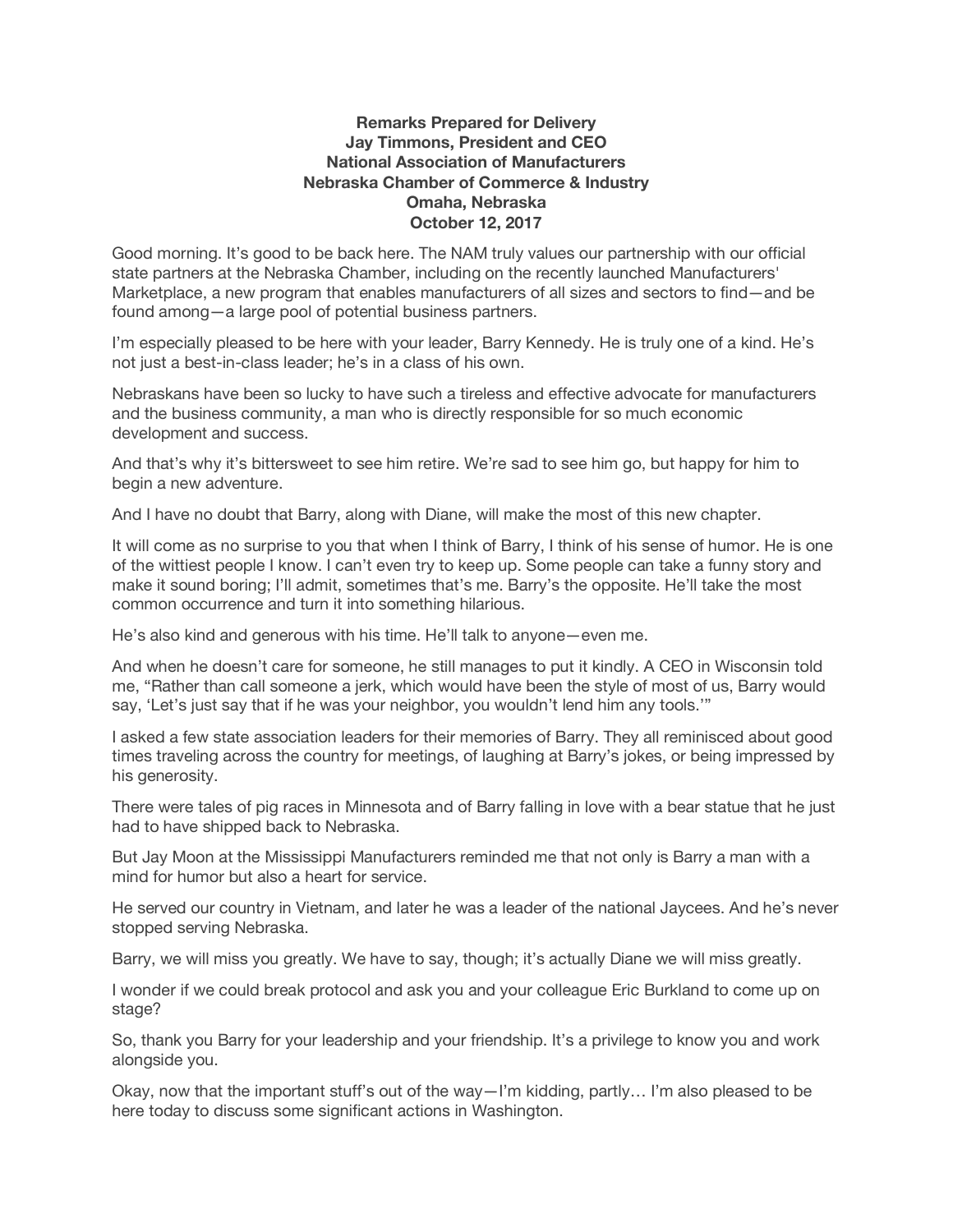**Remarks Prepared for Delivery**
**Jay Timmons, President and CEO**
**National Association of Manufacturers**
**Nebraska Chamber of Commerce & Industry**
**Omaha, Nebraska**
**October 12, 2017**

Good morning. It's good to be back here. The NAM truly values our partnership with our official state partners at the Nebraska Chamber, including on the recently launched Manufacturers' Marketplace, a new program that enables manufacturers of all sizes and sectors to find—and be found among—a large pool of potential business partners.

I'm especially pleased to be here with your leader, Barry Kennedy. He is truly one of a kind. He's not just a best-in-class leader; he's in a class of his own.

Nebraskans have been so lucky to have such a tireless and effective advocate for manufacturers and the business community, a man who is directly responsible for so much economic development and success.

And that's why it's bittersweet to see him retire. We're sad to see him go, but happy for him to begin a new adventure.

And I have no doubt that Barry, along with Diane, will make the most of this new chapter.

It will come as no surprise to you that when I think of Barry, I think of his sense of humor. He is one of the wittiest people I know. I can't even try to keep up. Some people can take a funny story and make it sound boring; I'll admit, sometimes that's me. Barry's the opposite. He'll take the most common occurrence and turn it into something hilarious.

He's also kind and generous with his time. He'll talk to anyone—even me.

And when he doesn't care for someone, he still manages to put it kindly. A CEO in Wisconsin told me, "Rather than call someone a jerk, which would have been the style of most of us, Barry would say, 'Let's just say that if he was your neighbor, you wouldn't lend him any tools.'"

I asked a few state association leaders for their memories of Barry. They all reminisced about good times traveling across the country for meetings, of laughing at Barry's jokes, or being impressed by his generosity.

There were tales of pig races in Minnesota and of Barry falling in love with a bear statue that he just had to have shipped back to Nebraska.

But Jay Moon at the Mississippi Manufacturers reminded me that not only is Barry a man with a mind for humor but also a heart for service.

He served our country in Vietnam, and later he was a leader of the national Jaycees. And he's never stopped serving Nebraska.

Barry, we will miss you greatly. We have to say, though; it's actually Diane we will miss greatly.

I wonder if we could break protocol and ask you and your colleague Eric Burkland to come up on stage?

So, thank you Barry for your leadership and your friendship. It's a privilege to know you and work alongside you.

Okay, now that the important stuff's out of the way—I'm kidding, partly… I'm also pleased to be here today to discuss some significant actions in Washington.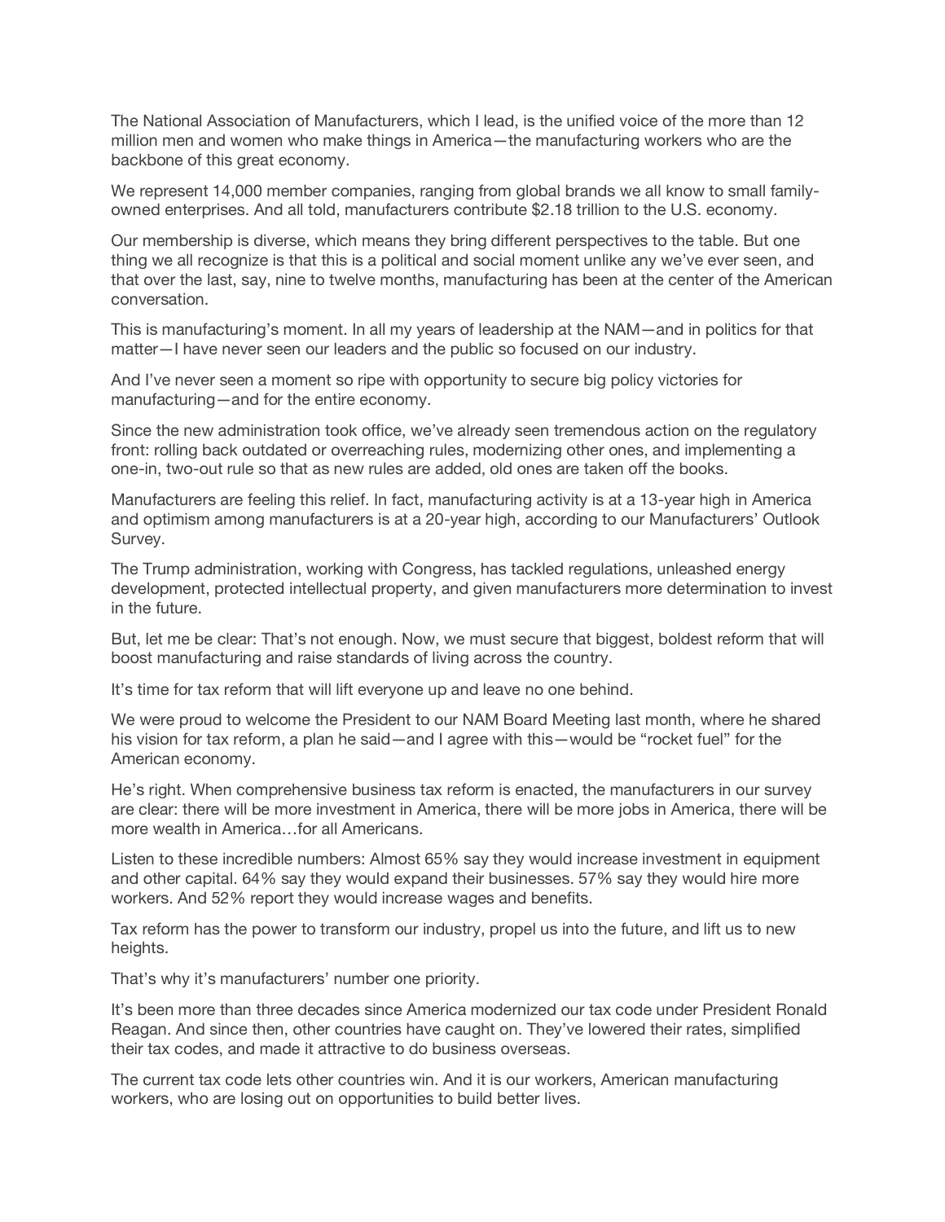The National Association of Manufacturers, which I lead, is the unified voice of the more than 12 million men and women who make things in America—the manufacturing workers who are the backbone of this great economy.

We represent 14,000 member companies, ranging from global brands we all know to small family-owned enterprises. And all told, manufacturers contribute $2.18 trillion to the U.S. economy.

Our membership is diverse, which means they bring different perspectives to the table. But one thing we all recognize is that this is a political and social moment unlike any we've ever seen, and that over the last, say, nine to twelve months, manufacturing has been at the center of the American conversation.

This is manufacturing's moment. In all my years of leadership at the NAM—and in politics for that matter—I have never seen our leaders and the public so focused on our industry.

And I've never seen a moment so ripe with opportunity to secure big policy victories for manufacturing—and for the entire economy.

Since the new administration took office, we've already seen tremendous action on the regulatory front: rolling back outdated or overreaching rules, modernizing other ones, and implementing a one-in, two-out rule so that as new rules are added, old ones are taken off the books.

Manufacturers are feeling this relief. In fact, manufacturing activity is at a 13-year high in America and optimism among manufacturers is at a 20-year high, according to our Manufacturers' Outlook Survey.

The Trump administration, working with Congress, has tackled regulations, unleashed energy development, protected intellectual property, and given manufacturers more determination to invest in the future.

But, let me be clear: That's not enough. Now, we must secure that biggest, boldest reform that will boost manufacturing and raise standards of living across the country.

It's time for tax reform that will lift everyone up and leave no one behind.

We were proud to welcome the President to our NAM Board Meeting last month, where he shared his vision for tax reform, a plan he said—and I agree with this—would be "rocket fuel" for the American economy.

He's right. When comprehensive business tax reform is enacted, the manufacturers in our survey are clear: there will be more investment in America, there will be more jobs in America, there will be more wealth in America…for all Americans.

Listen to these incredible numbers: Almost 65% say they would increase investment in equipment and other capital. 64% say they would expand their businesses. 57% say they would hire more workers. And 52% report they would increase wages and benefits.

Tax reform has the power to transform our industry, propel us into the future, and lift us to new heights.

That's why it's manufacturers' number one priority.

It's been more than three decades since America modernized our tax code under President Ronald Reagan. And since then, other countries have caught on. They've lowered their rates, simplified their tax codes, and made it attractive to do business overseas.

The current tax code lets other countries win. And it is our workers, American manufacturing workers, who are losing out on opportunities to build better lives.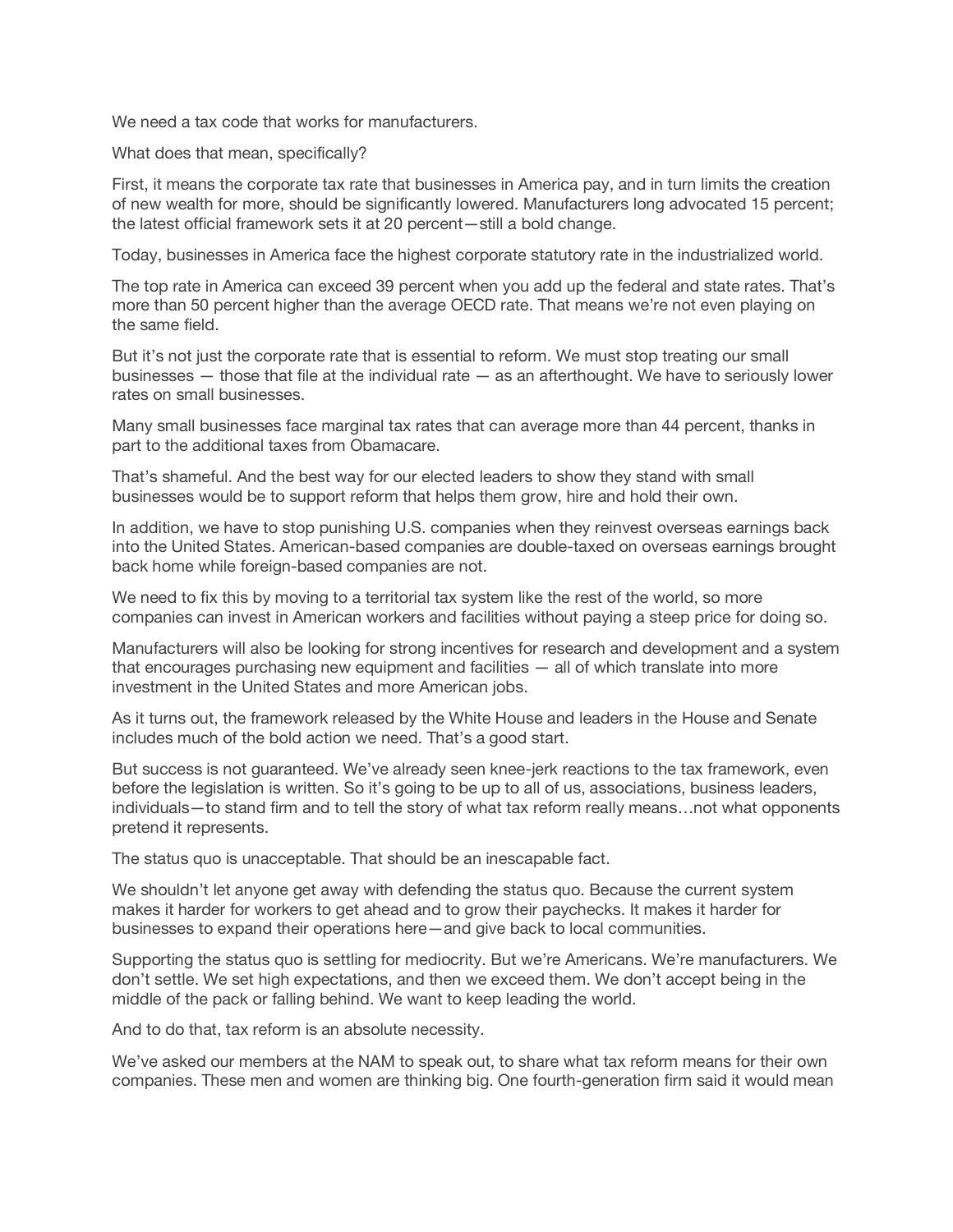We need a tax code that works for manufacturers.

What does that mean, specifically?

First, it means the corporate tax rate that businesses in America pay, and in turn limits the creation of new wealth for more, should be significantly lowered. Manufacturers long advocated 15 percent; the latest official framework sets it at 20 percent—still a bold change.

Today, businesses in America face the highest corporate statutory rate in the industrialized world.

The top rate in America can exceed 39 percent when you add up the federal and state rates. That's more than 50 percent higher than the average OECD rate. That means we're not even playing on the same field.

But it's not just the corporate rate that is essential to reform. We must stop treating our small businesses — those that file at the individual rate — as an afterthought. We have to seriously lower rates on small businesses.

Many small businesses face marginal tax rates that can average more than 44 percent, thanks in part to the additional taxes from Obamacare.

That's shameful. And the best way for our elected leaders to show they stand with small businesses would be to support reform that helps them grow, hire and hold their own.

In addition, we have to stop punishing U.S. companies when they reinvest overseas earnings back into the United States. American-based companies are double-taxed on overseas earnings brought back home while foreign-based companies are not.

We need to fix this by moving to a territorial tax system like the rest of the world, so more companies can invest in American workers and facilities without paying a steep price for doing so.

Manufacturers will also be looking for strong incentives for research and development and a system that encourages purchasing new equipment and facilities — all of which translate into more investment in the United States and more American jobs.

As it turns out, the framework released by the White House and leaders in the House and Senate includes much of the bold action we need. That's a good start.

But success is not guaranteed. We've already seen knee-jerk reactions to the tax framework, even before the legislation is written. So it's going to be up to all of us, associations, business leaders, individuals—to stand firm and to tell the story of what tax reform really means…not what opponents pretend it represents.

The status quo is unacceptable. That should be an inescapable fact.

We shouldn't let anyone get away with defending the status quo. Because the current system makes it harder for workers to get ahead and to grow their paychecks. It makes it harder for businesses to expand their operations here—and give back to local communities.

Supporting the status quo is settling for mediocrity. But we're Americans. We're manufacturers. We don't settle. We set high expectations, and then we exceed them. We don't accept being in the middle of the pack or falling behind. We want to keep leading the world.

And to do that, tax reform is an absolute necessity.

We've asked our members at the NAM to speak out, to share what tax reform means for their own companies. These men and women are thinking big. One fourth-generation firm said it would mean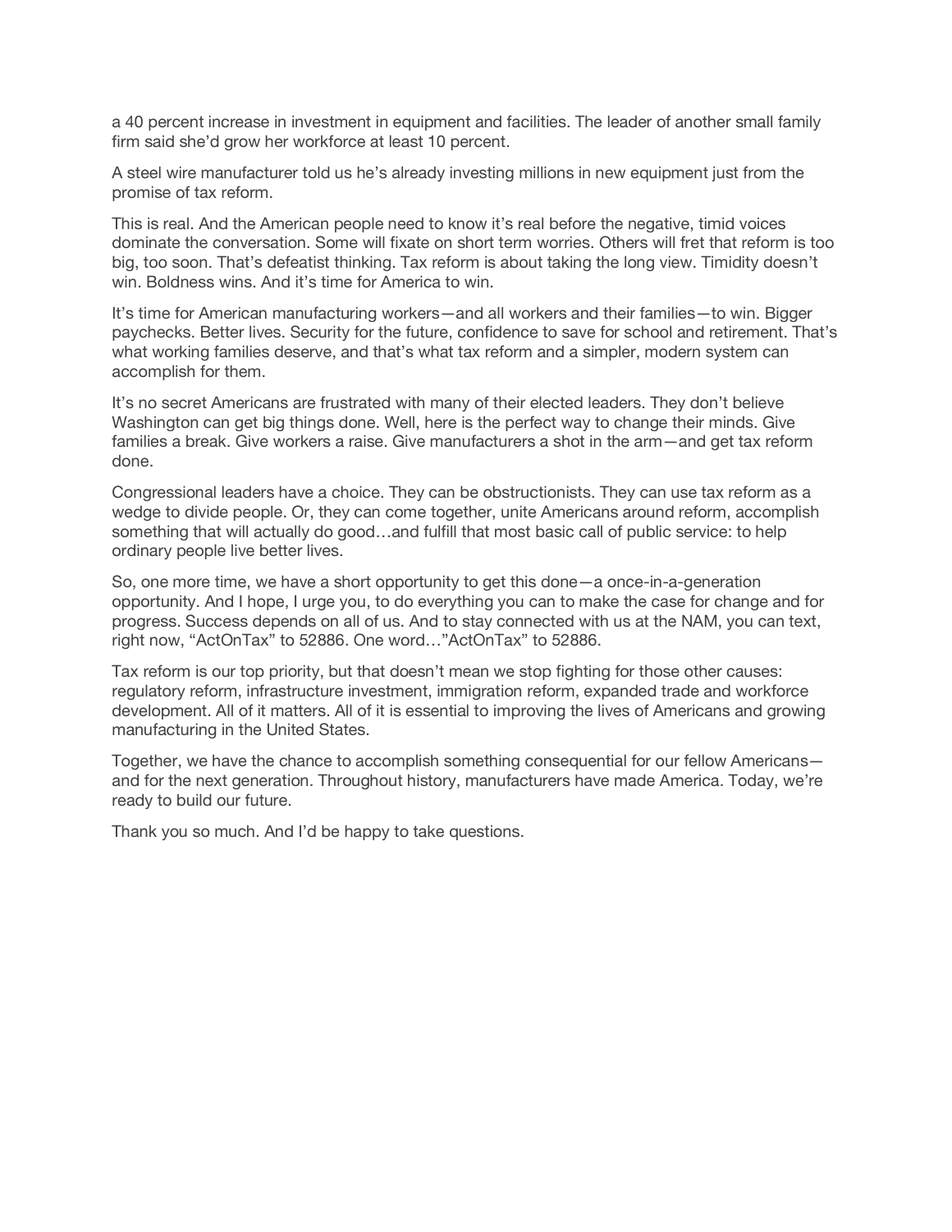a 40 percent increase in investment in equipment and facilities. The leader of another small family firm said she'd grow her workforce at least 10 percent.

A steel wire manufacturer told us he's already investing millions in new equipment just from the promise of tax reform.

This is real. And the American people need to know it's real before the negative, timid voices dominate the conversation. Some will fixate on short term worries. Others will fret that reform is too big, too soon. That's defeatist thinking. Tax reform is about taking the long view. Timidity doesn't win. Boldness wins. And it's time for America to win.

It's time for American manufacturing workers—and all workers and their families—to win. Bigger paychecks. Better lives. Security for the future, confidence to save for school and retirement. That's what working families deserve, and that's what tax reform and a simpler, modern system can accomplish for them.

It's no secret Americans are frustrated with many of their elected leaders. They don't believe Washington can get big things done. Well, here is the perfect way to change their minds. Give families a break. Give workers a raise. Give manufacturers a shot in the arm—and get tax reform done.

Congressional leaders have a choice. They can be obstructionists. They can use tax reform as a wedge to divide people. Or, they can come together, unite Americans around reform, accomplish something that will actually do good…and fulfill that most basic call of public service: to help ordinary people live better lives.

So, one more time, we have a short opportunity to get this done—a once-in-a-generation opportunity. And I hope, I urge you, to do everything you can to make the case for change and for progress. Success depends on all of us. And to stay connected with us at the NAM, you can text, right now, "ActOnTax" to 52886. One word…"ActOnTax" to 52886.

Tax reform is our top priority, but that doesn't mean we stop fighting for those other causes: regulatory reform, infrastructure investment, immigration reform, expanded trade and workforce development. All of it matters. All of it is essential to improving the lives of Americans and growing manufacturing in the United States.

Together, we have the chance to accomplish something consequential for our fellow Americans—and for the next generation. Throughout history, manufacturers have made America. Today, we're ready to build our future.

Thank you so much. And I'd be happy to take questions.